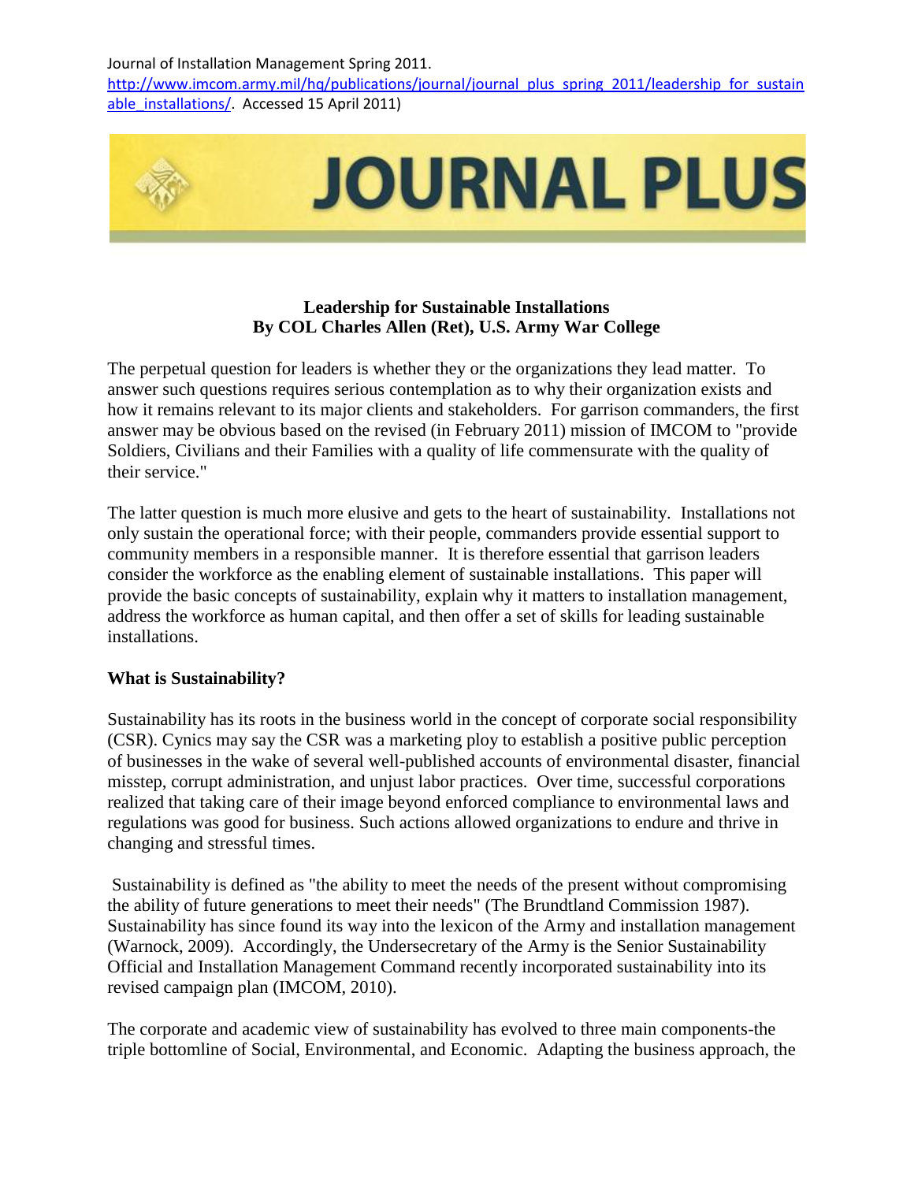Journal of Installation Management Spring 2011. http://www.imcom.army.mil/hq/publications/journal/journal_plus_spring_2011/leadership_for_sustainable_installations/. Accessed 15 April 2011)

# JOURNAL PLUS

## Leadership for Sustainable Installations

**By COL Charles Allen (Ret), U.S. Army War College**

The perpetual question for leaders is whether they or the organizations they lead matter. To answer such questions requires serious contemplation as to why their organization exists and how it remains relevant to its major clients and stakeholders. For garrison commanders, the first answer may be obvious based on the revised (in February 2011) mission of IMCOM to "provide Soldiers, Civilians and their Families with a quality of life commensurate with the quality of their service."

The latter question is much more elusive and gets to the heart of sustainability. Installations not only sustain the operational force; with their people, commanders provide essential support to community members in a responsible manner. It is therefore essential that garrison leaders consider the workforce as the enabling element of sustainable installations. This paper will provide the basic concepts of sustainability, explain why it matters to installation management, address the workforce as human capital, and then offer a set of skills for leading sustainable installations.

**What is Sustainability?**

Sustainability has its roots in the business world in the concept of corporate social responsibility (CSR). Cynics may say the CSR was a marketing ploy to establish a positive public perception of businesses in the wake of several well-published accounts of environmental disaster, financial misstep, corrupt administration, and unjust labor practices. Over time, successful corporations realized that taking care of their image beyond enforced compliance to environmental laws and regulations was good for business. Such actions allowed organizations to endure and thrive in changing and stressful times.

Sustainability is defined as "the ability to meet the needs of the present without compromising the ability of future generations to meet their needs" (The Brundtland Commission 1987). Sustainability has since found its way into the lexicon of the Army and installation management (Warnock, 2009). Accordingly, the Undersecretary of the Army is the Senior Sustainability Official and Installation Management Command recently incorporated sustainability into its revised campaign plan (IMCOM, 2010).

The corporate and academic view of sustainability has evolved to three main components-the triple bottomline of Social, Environmental, and Economic. Adapting the business approach, the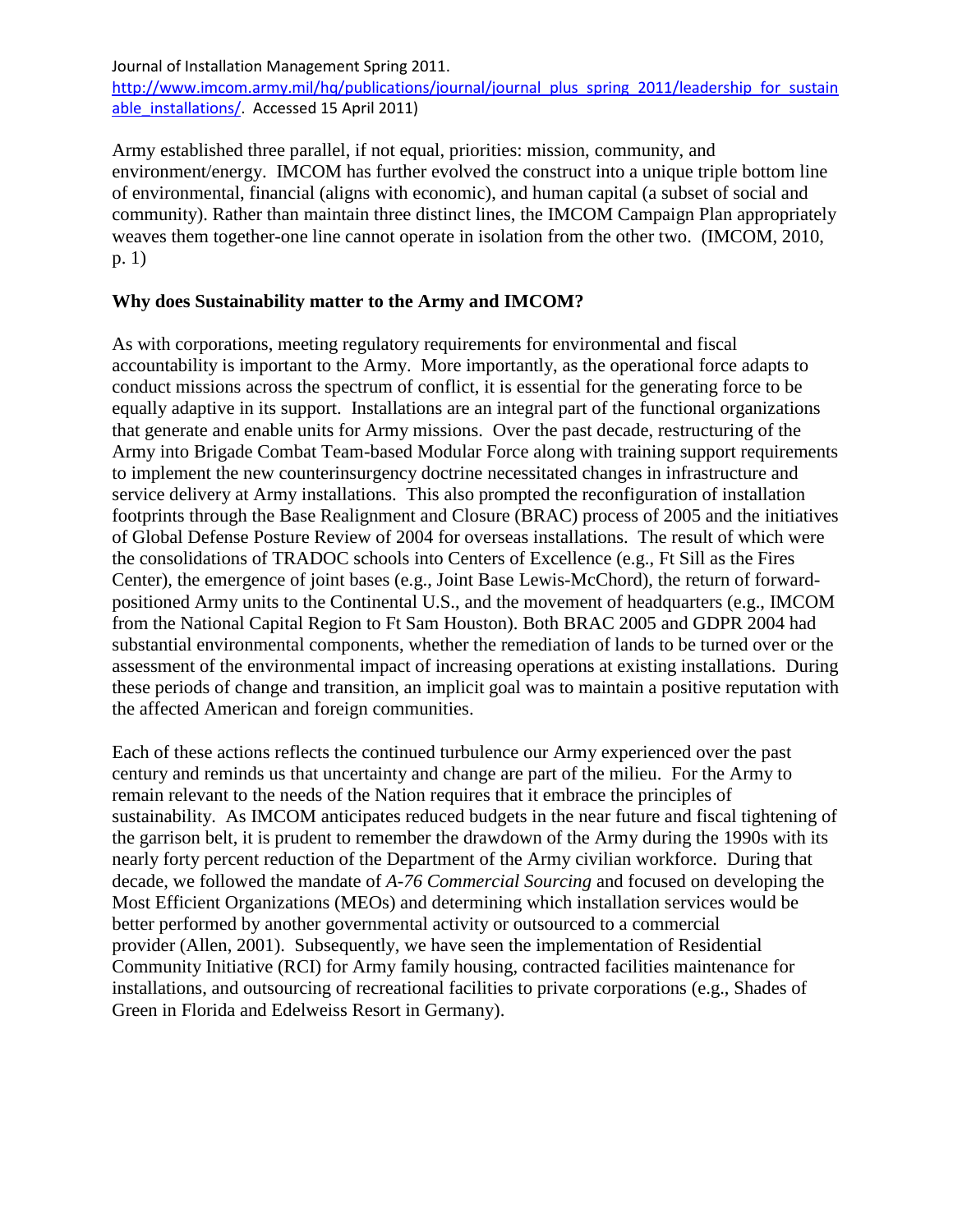Journal of Installation Management Spring 2011. http://www.imcom.army.mil/hq/publications/journal/journal_plus_spring_2011/leadership_for_sustainable_installations/. Accessed 15 April 2011)

Army established three parallel, if not equal, priorities: mission, community, and environment/energy. IMCOM has further evolved the construct into a unique triple bottom line of environmental, financial (aligns with economic), and human capital (a subset of social and community). Rather than maintain three distinct lines, the IMCOM Campaign Plan appropriately weaves them together-one line cannot operate in isolation from the other two. (IMCOM, 2010, p. 1)

**Why does Sustainability matter to the Army and IMCOM?**

As with corporations, meeting regulatory requirements for environmental and fiscal accountability is important to the Army. More importantly, as the operational force adapts to conduct missions across the spectrum of conflict, it is essential for the generating force to be equally adaptive in its support. Installations are an integral part of the functional organizations that generate and enable units for Army missions. Over the past decade, restructuring of the Army into Brigade Combat Team-based Modular Force along with training support requirements to implement the new counterinsurgency doctrine necessitated changes in infrastructure and service delivery at Army installations. This also prompted the reconfiguration of installation footprints through the Base Realignment and Closure (BRAC) process of 2005 and the initiatives of Global Defense Posture Review of 2004 for overseas installations. The result of which were the consolidations of TRADOC schools into Centers of Excellence (e.g., Ft Sill as the Fires Center), the emergence of joint bases (e.g., Joint Base Lewis-McChord), the return of forward-positioned Army units to the Continental U.S., and the movement of headquarters (e.g., IMCOM from the National Capital Region to Ft Sam Houston). Both BRAC 2005 and GDPR 2004 had substantial environmental components, whether the remediation of lands to be turned over or the assessment of the environmental impact of increasing operations at existing installations. During these periods of change and transition, an implicit goal was to maintain a positive reputation with the affected American and foreign communities.

Each of these actions reflects the continued turbulence our Army experienced over the past century and reminds us that uncertainty and change are part of the milieu. For the Army to remain relevant to the needs of the Nation requires that it embrace the principles of sustainability. As IMCOM anticipates reduced budgets in the near future and fiscal tightening of the garrison belt, it is prudent to remember the drawdown of the Army during the 1990s with its nearly forty percent reduction of the Department of the Army civilian workforce. During that decade, we followed the mandate of *A-76 Commercial Sourcing* and focused on developing the Most Efficient Organizations (MEOs) and determining which installation services would be better performed by another governmental activity or outsourced to a commercial provider (Allen, 2001). Subsequently, we have seen the implementation of Residential Community Initiative (RCI) for Army family housing, contracted facilities maintenance for installations, and outsourcing of recreational facilities to private corporations (e.g., Shades of Green in Florida and Edelweiss Resort in Germany).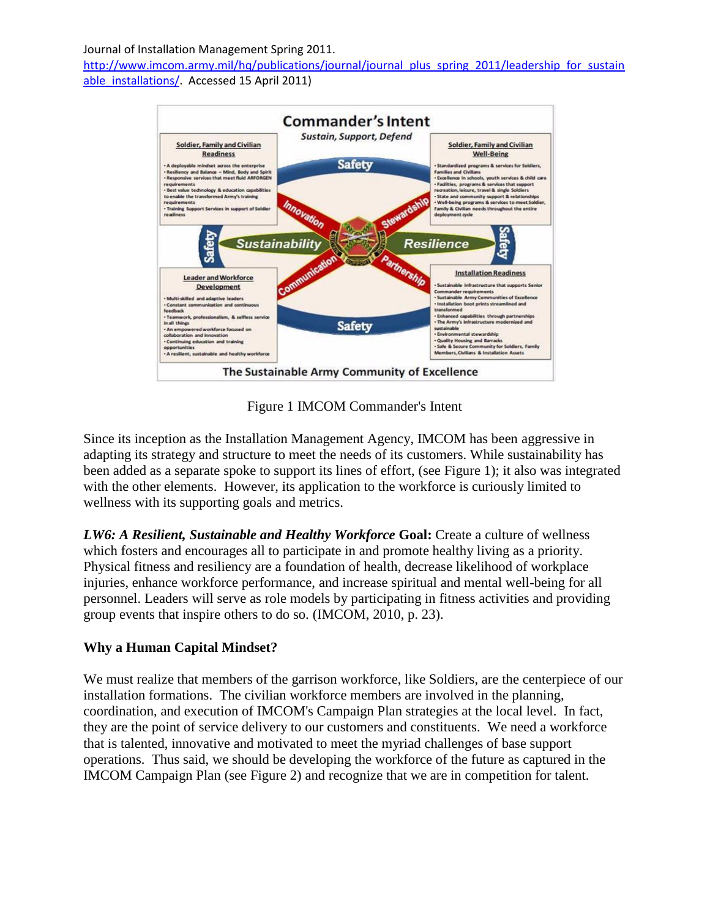Journal of Installation Management Spring 2011. http://www.imcom.army.mil/hq/publications/journal/journal_plus_spring_2011/leadership_for_sustainable_installations/. Accessed 15 April 2011)

Figure 1 IMCOM Commander's Intent

Since its inception as the Installation Management Agency, IMCOM has been aggressive in adapting its strategy and structure to meet the needs of its customers. While sustainability has been added as a separate spoke to support its lines of effort, (see Figure 1); it also was integrated with the other elements. However, its application to the workforce is curiously limited to wellness with its supporting goals and metrics.

***LW6: A Resilient, Sustainable and Healthy Workforce*** **Goal:** Create a culture of wellness which fosters and encourages all to participate in and promote healthy living as a priority. Physical fitness and resiliency are a foundation of health, decrease likelihood of workplace injuries, enhance workforce performance, and increase spiritual and mental well-being for all personnel. Leaders will serve as role models by participating in fitness activities and providing group events that inspire others to do so. (IMCOM, 2010, p. 23).

**Why a Human Capital Mindset?**

We must realize that members of the garrison workforce, like Soldiers, are the centerpiece of our installation formations. The civilian workforce members are involved in the planning, coordination, and execution of IMCOM's Campaign Plan strategies at the local level. In fact, they are the point of service delivery to our customers and constituents. We need a workforce that is talented, innovative and motivated to meet the myriad challenges of base support operations. Thus said, we should be developing the workforce of the future as captured in the IMCOM Campaign Plan (see Figure 2) and recognize that we are in competition for talent.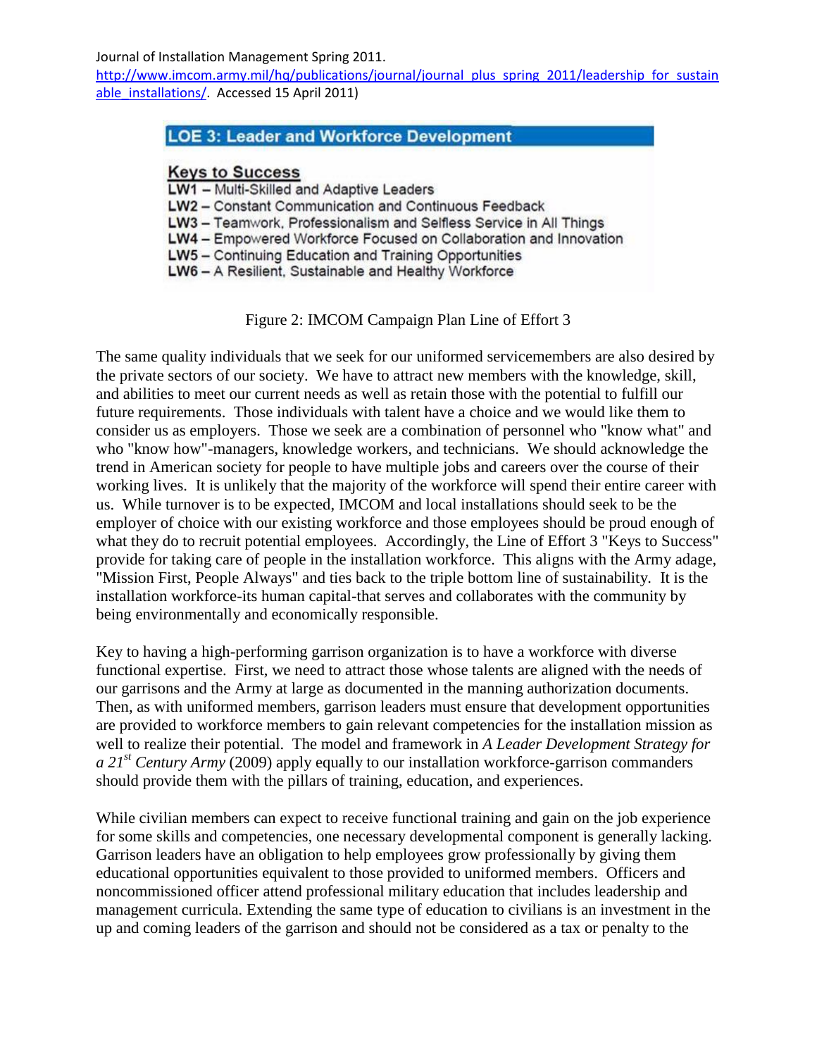Journal of Installation Management Spring 2011. http://www.imcom.army.mil/hq/publications/journal/journal_plus_spring_2011/leadership_for_sustainable_installations/. Accessed 15 April 2011)

**LOE 3: Leader and Workforce Development**

**Keys to Success**

**LW1** – Multi-Skilled and Adaptive Leaders
**LW2** – Constant Communication and Continuous Feedback
**LW3** – Teamwork, Professionalism and Selfless Service in All Things
**LW4** – Empowered Workforce Focused on Collaboration and Innovation
**LW5** – Continuing Education and Training Opportunities
**LW6** – A Resilient, Sustainable and Healthy Workforce

Figure 2: IMCOM Campaign Plan Line of Effort 3

The same quality individuals that we seek for our uniformed servicemembers are also desired by the private sectors of our society. We have to attract new members with the knowledge, skill, and abilities to meet our current needs as well as retain those with the potential to fulfill our future requirements. Those individuals with talent have a choice and we would like them to consider us as employers. Those we seek are a combination of personnel who "know what" and who "know how"-managers, knowledge workers, and technicians. We should acknowledge the trend in American society for people to have multiple jobs and careers over the course of their working lives. It is unlikely that the majority of the workforce will spend their entire career with us. While turnover is to be expected, IMCOM and local installations should seek to be the employer of choice with our existing workforce and those employees should be proud enough of what they do to recruit potential employees. Accordingly, the Line of Effort 3 "Keys to Success" provide for taking care of people in the installation workforce. This aligns with the Army adage, "Mission First, People Always" and ties back to the triple bottom line of sustainability. It is the installation workforce-its human capital-that serves and collaborates with the community by being environmentally and economically responsible.

Key to having a high-performing garrison organization is to have a workforce with diverse functional expertise. First, we need to attract those whose talents are aligned with the needs of our garrisons and the Army at large as documented in the manning authorization documents. Then, as with uniformed members, garrison leaders must ensure that development opportunities are provided to workforce members to gain relevant competencies for the installation mission as well to realize their potential. The model and framework in *A Leader Development Strategy for a 21st Century Army* (2009) apply equally to our installation workforce-garrison commanders should provide them with the pillars of training, education, and experiences.

While civilian members can expect to receive functional training and gain on the job experience for some skills and competencies, one necessary developmental component is generally lacking. Garrison leaders have an obligation to help employees grow professionally by giving them educational opportunities equivalent to those provided to uniformed members. Officers and noncommissioned officer attend professional military education that includes leadership and management curricula. Extending the same type of education to civilians is an investment in the up and coming leaders of the garrison and should not be considered as a tax or penalty to the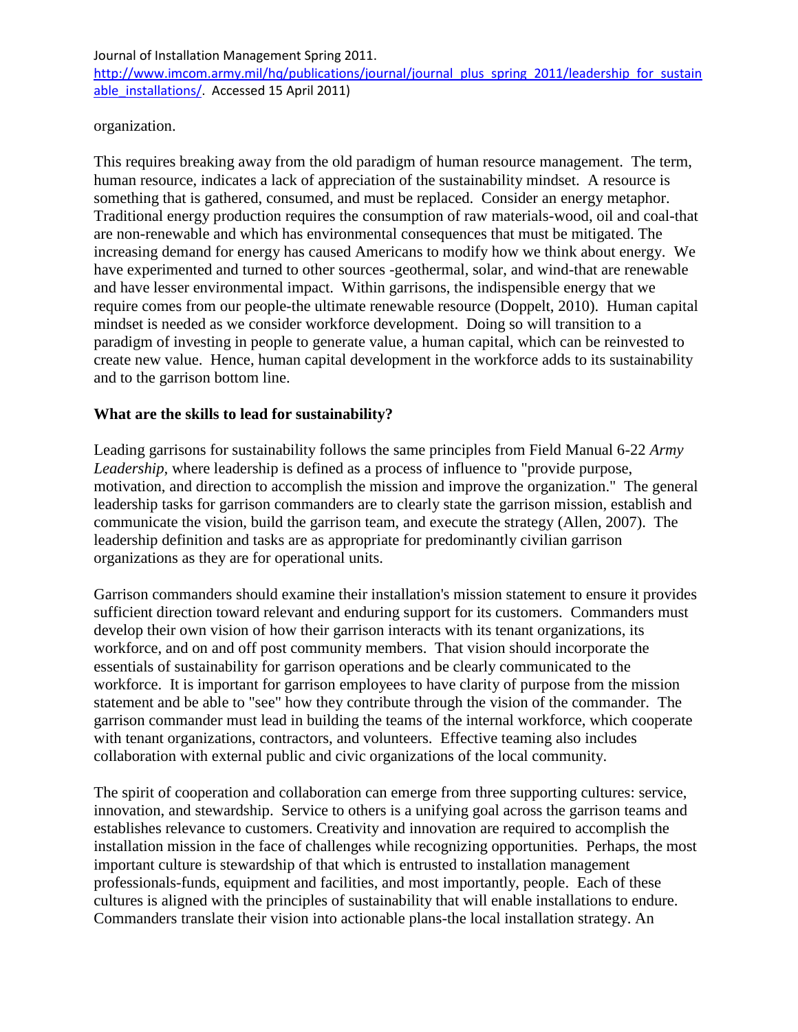organization.

This requires breaking away from the old paradigm of human resource management. The term, human resource, indicates a lack of appreciation of the sustainability mindset. A resource is something that is gathered, consumed, and must be replaced. Consider an energy metaphor. Traditional energy production requires the consumption of raw materials-wood, oil and coal-that are non-renewable and which has environmental consequences that must be mitigated. The increasing demand for energy has caused Americans to modify how we think about energy. We have experimented and turned to other sources -geothermal, solar, and wind-that are renewable and have lesser environmental impact. Within garrisons, the indispensible energy that we require comes from our people-the ultimate renewable resource (Doppelt, 2010). Human capital mindset is needed as we consider workforce development. Doing so will transition to a paradigm of investing in people to generate value, a human capital, which can be reinvested to create new value. Hence, human capital development in the workforce adds to its sustainability and to the garrison bottom line.

**What are the skills to lead for sustainability?**

Leading garrisons for sustainability follows the same principles from Field Manual 6-22 *Army Leadership*, where leadership is defined as a process of influence to "provide purpose, motivation, and direction to accomplish the mission and improve the organization." The general leadership tasks for garrison commanders are to clearly state the garrison mission, establish and communicate the vision, build the garrison team, and execute the strategy (Allen, 2007). The leadership definition and tasks are as appropriate for predominantly civilian garrison organizations as they are for operational units.

Garrison commanders should examine their installation's mission statement to ensure it provides sufficient direction toward relevant and enduring support for its customers. Commanders must develop their own vision of how their garrison interacts with its tenant organizations, its workforce, and on and off post community members. That vision should incorporate the essentials of sustainability for garrison operations and be clearly communicated to the workforce. It is important for garrison employees to have clarity of purpose from the mission statement and be able to "see" how they contribute through the vision of the commander. The garrison commander must lead in building the teams of the internal workforce, which cooperate with tenant organizations, contractors, and volunteers. Effective teaming also includes collaboration with external public and civic organizations of the local community.

The spirit of cooperation and collaboration can emerge from three supporting cultures: service, innovation, and stewardship. Service to others is a unifying goal across the garrison teams and establishes relevance to customers. Creativity and innovation are required to accomplish the installation mission in the face of challenges while recognizing opportunities. Perhaps, the most important culture is stewardship of that which is entrusted to installation management professionals-funds, equipment and facilities, and most importantly, people. Each of these cultures is aligned with the principles of sustainability that will enable installations to endure. Commanders translate their vision into actionable plans-the local installation strategy. An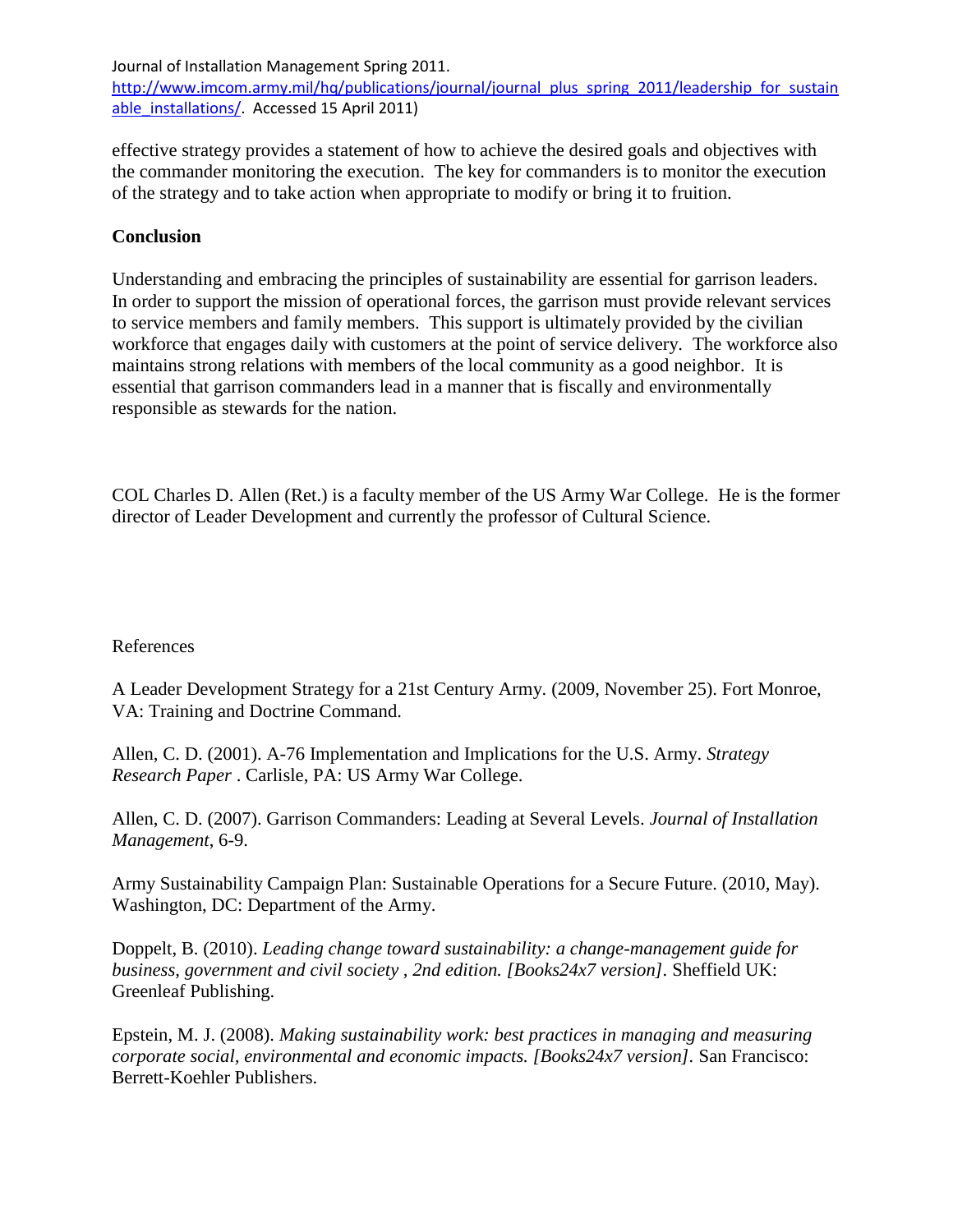effective strategy provides a statement of how to achieve the desired goals and objectives with the commander monitoring the execution. The key for commanders is to monitor the execution of the strategy and to take action when appropriate to modify or bring it to fruition.

**Conclusion**

Understanding and embracing the principles of sustainability are essential for garrison leaders. In order to support the mission of operational forces, the garrison must provide relevant services to service members and family members. This support is ultimately provided by the civilian workforce that engages daily with customers at the point of service delivery. The workforce also maintains strong relations with members of the local community as a good neighbor. It is essential that garrison commanders lead in a manner that is fiscally and environmentally responsible as stewards for the nation.

COL Charles D. Allen (Ret.) is a faculty member of the US Army War College. He is the former director of Leader Development and currently the professor of Cultural Science.

References

A Leader Development Strategy for a 21st Century Army. (2009, November 25). Fort Monroe, VA: Training and Doctrine Command.

Allen, C. D. (2001). A-76 Implementation and Implications for the U.S. Army. *Strategy Research Paper* . Carlisle, PA: US Army War College.

Allen, C. D. (2007). Garrison Commanders: Leading at Several Levels. *Journal of Installation Management*, 6-9.

Army Sustainability Campaign Plan: Sustainable Operations for a Secure Future. (2010, May). Washington, DC: Department of the Army.

Doppelt, B. (2010). *Leading change toward sustainability: a change-management guide for business, government and civil society , 2nd edition. [Books24x7 version]*. Sheffield UK: Greenleaf Publishing.

Epstein, M. J. (2008). *Making sustainability work: best practices in managing and measuring corporate social, environmental and economic impacts. [Books24x7 version]*. San Francisco: Berrett-Koehler Publishers.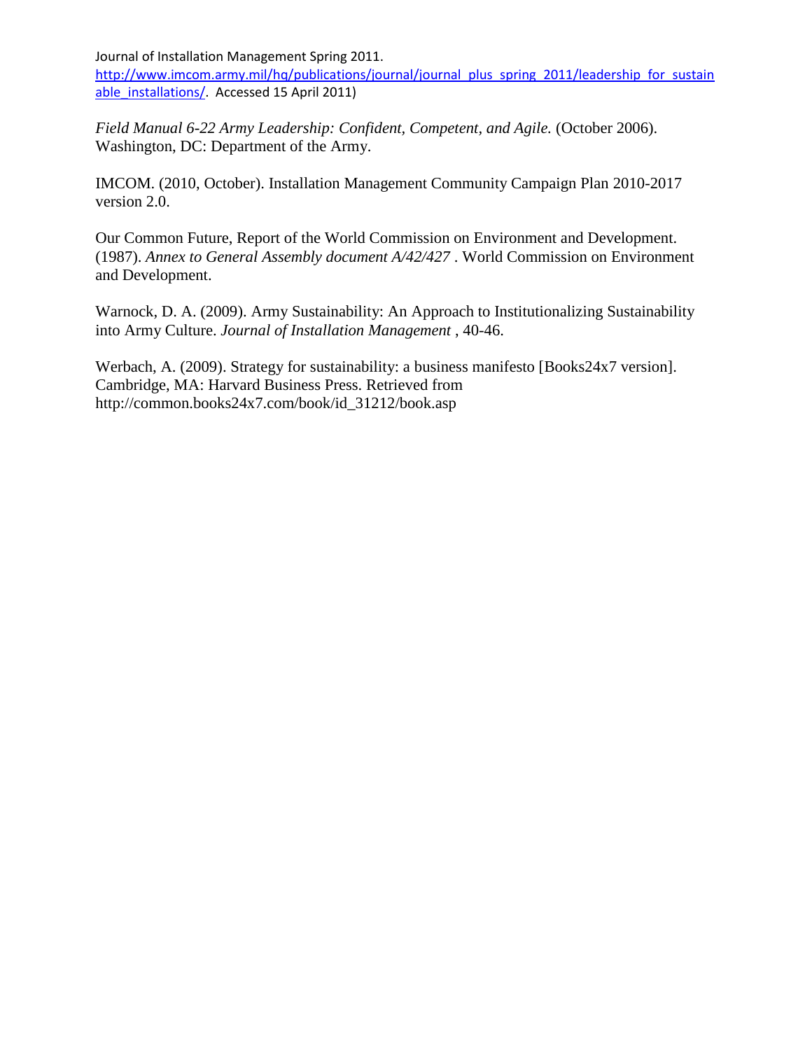Journal of Installation Management Spring 2011. http://www.imcom.army.mil/hq/publications/journal/journal_plus_spring_2011/leadership_for_sustainable_installations/. Accessed 15 April 2011)

*Field Manual 6-22 Army Leadership: Confident, Competent, and Agile.* (October 2006). Washington, DC: Department of the Army.

IMCOM. (2010, October). Installation Management Community Campaign Plan 2010-2017 version 2.0.

Our Common Future, Report of the World Commission on Environment and Development. (1987). *Annex to General Assembly document A/42/427* . World Commission on Environment and Development.

Warnock, D. A. (2009). Army Sustainability: An Approach to Institutionalizing Sustainability into Army Culture. *Journal of Installation Management* , 40-46.

Werbach, A. (2009). Strategy for sustainability: a business manifesto [Books24x7 version]. Cambridge, MA: Harvard Business Press. Retrieved from http://common.books24x7.com/book/id_31212/book.asp